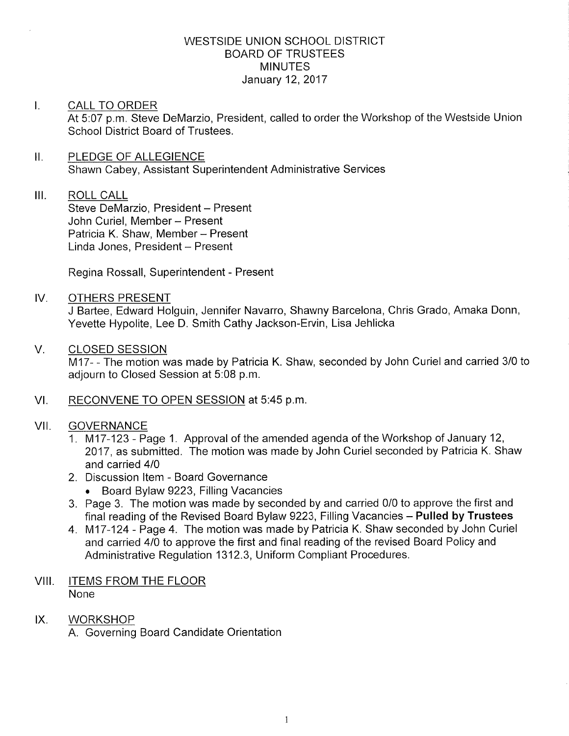# WESTSIDE UNION SCHOOL DISTRICT
## BOARD OF TRUSTEES
## MINUTES
January 12, 2017

I. CALL TO ORDER
At 5:07 p.m. Steve DeMarzio, President, called to order the Workshop of the Westside Union School District Board of Trustees.

II. PLEDGE OF ALLEGIENCE
Shawn Cabey, Assistant Superintendent Administrative Services

III. ROLL CALL
Steve DeMarzio, President – Present
John Curiel, Member – Present
Patricia K. Shaw, Member – Present
Linda Jones, President – Present

Regina Rossall, Superintendent - Present

IV. OTHERS PRESENT
J Bartee, Edward Holguin, Jennifer Navarro, Shawny Barcelona, Chris Grado, Amaka Donn, Yevette Hypolite, Lee D. Smith Cathy Jackson-Ervin, Lisa Jehlicka

V. CLOSED SESSION
M17- - The motion was made by Patricia K. Shaw, seconded by John Curiel and carried 3/0 to adjourn to Closed Session at 5:08 p.m.

VI. RECONVENE TO OPEN SESSION at 5:45 p.m.

VII. GOVERNANCE
1. M17-123 - Page 1. Approval of the amended agenda of the Workshop of January 12, 2017, as submitted. The motion was made by John Curiel seconded by Patricia K. Shaw and carried 4/0
2. Discussion Item - Board Governance
   - Board Bylaw 9223, Filling Vacancies
3. Page 3. The motion was made by seconded by and carried 0/0 to approve the first and final reading of the Revised Board Bylaw 9223, Filling Vacancies – **Pulled by Trustees**
4. M17-124 - Page 4. The motion was made by Patricia K. Shaw seconded by John Curiel and carried 4/0 to approve the first and final reading of the revised Board Policy and Administrative Regulation 1312.3, Uniform Compliant Procedures.

VIII. ITEMS FROM THE FLOOR
None

IX. WORKSHOP
A. Governing Board Candidate Orientation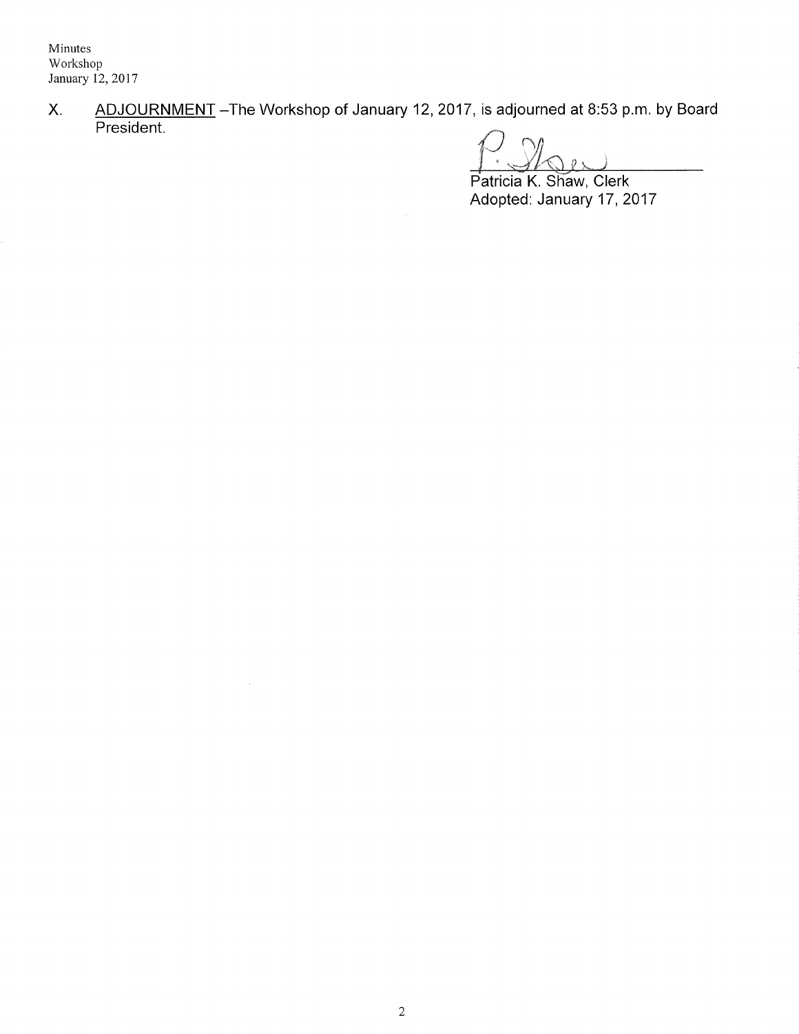X. ADJOURNMENT –The Workshop of January 12, 2017, is adjourned at 8:53 p.m. by Board President.

Patricia K. Shaw, Clerk
Adopted: January 17, 2017